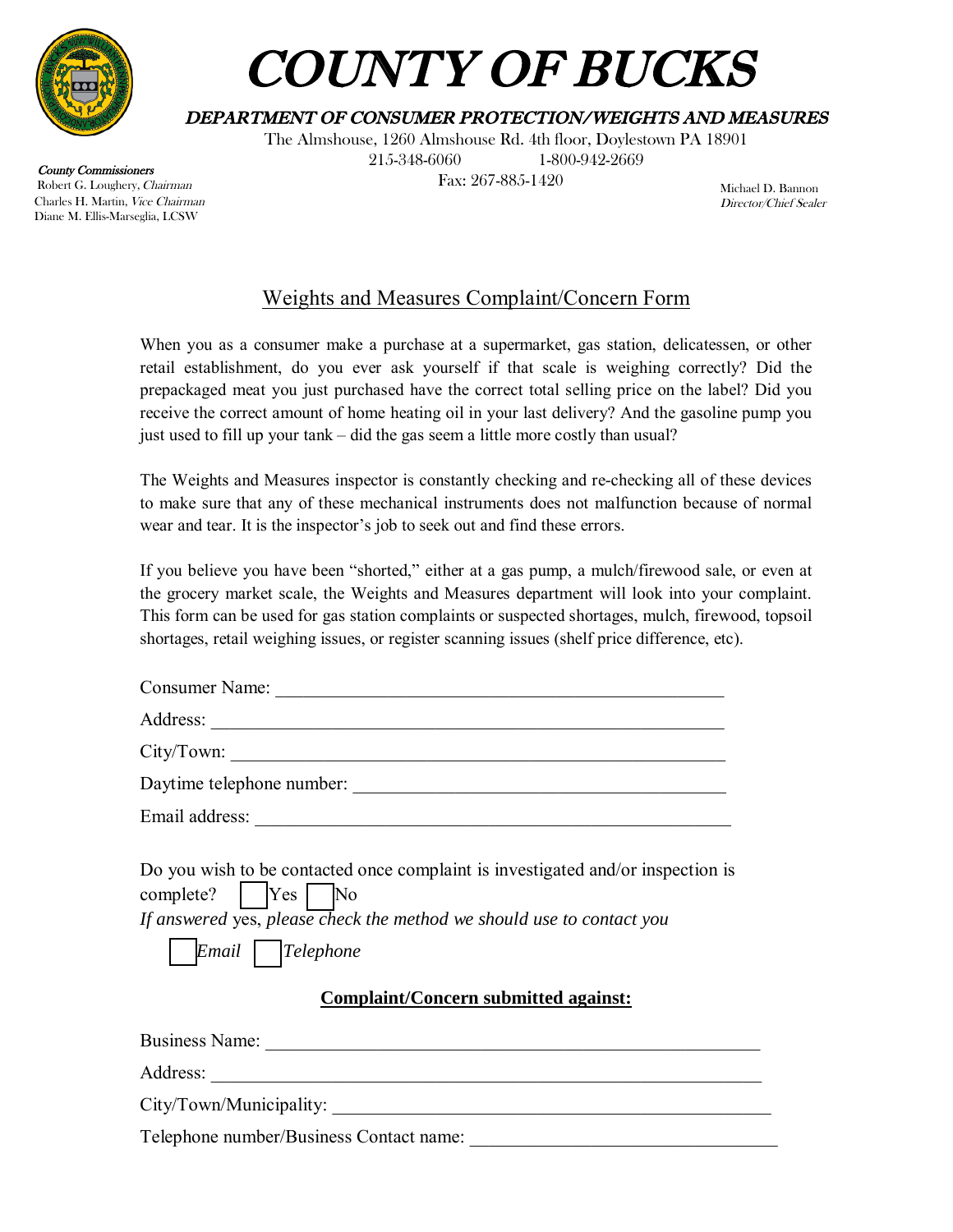# COUNTY OF BUCKS

***DEPARTMENT OF CONSUMER PROTECTION/WEIGHTS AND MEASURES***

The Almshouse, 1260 Almshouse Rd. 4th floor, Doylestown PA 18901
215-348-6060  1-800-942-2669
Fax: 267-885-1420

*County Commissioners*
Robert G. Loughery, *Chairman*
Charles H. Martin, *Vice Chairman*
Diane M. Ellis-Marseglia, LCSW

Michael D. Bannon
*Director/Chief Sealer*

## Weights and Measures Complaint/Concern Form

When you as a consumer make a purchase at a supermarket, gas station, delicatessen, or other retail establishment, do you ever ask yourself if that scale is weighing correctly? Did the prepackaged meat you just purchased have the correct total selling price on the label? Did you receive the correct amount of home heating oil in your last delivery? And the gasoline pump you just used to fill up your tank – did the gas seem a little more costly than usual?

The Weights and Measures inspector is constantly checking and re-checking all of these devices to make sure that any of these mechanical instruments does not malfunction because of normal wear and tear. It is the inspector's job to seek out and find these errors.

If you believe you have been "shorted," either at a gas pump, a mulch/firewood sale, or even at the grocery market scale, the Weights and Measures department will look into your complaint. This form can be used for gas station complaints or suspected shortages, mulch, firewood, topsoil shortages, retail weighing issues, or register scanning issues (shelf price difference, etc).

Consumer Name: ______________________________________________

Address: ______________________________________________

City/Town: ______________________________________________

Daytime telephone number: ______________________________________________

Email address: ______________________________________________

Do you wish to be contacted once complaint is investigated and/or inspection is complete? ☐ Yes ☐ No

*If answered* yes, *please check the method we should use to contact you*

☐ *Email* ☐ *Telephone*

**Complaint/Concern submitted against:**

Business Name: ______________________________________________

Address: ______________________________________________

City/Town/Municipality: ______________________________________________

Telephone number/Business Contact name: ______________________________________________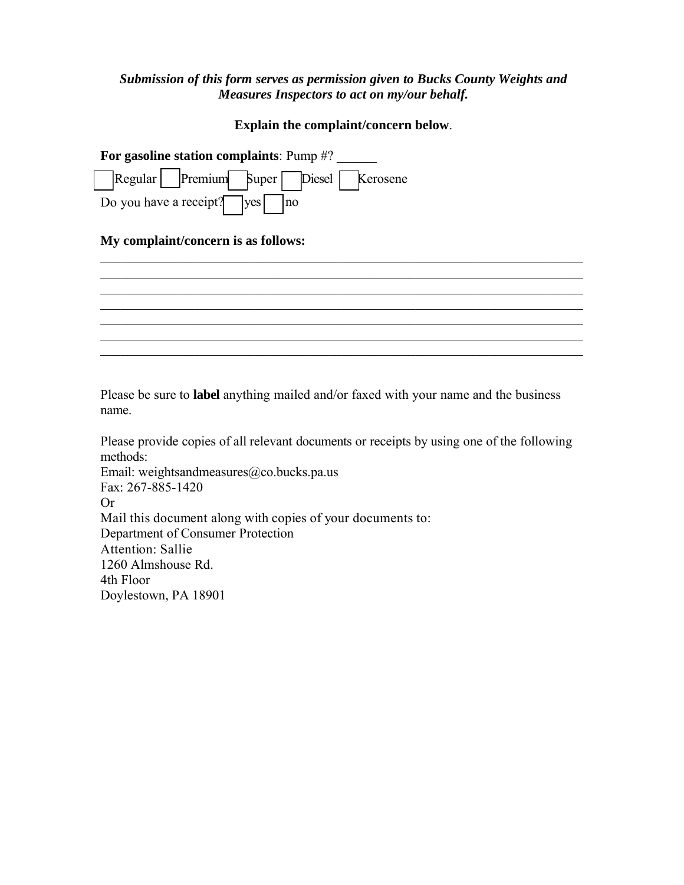***Submission of this form serves as permission given to Bucks County Weights and Measures Inspectors to act on my/our behalf.***

**Explain the complaint/concern below**.

**For gasoline station complaints**: Pump #? ______

☐ Regular ☐ Premium ☐ Super ☐ Diesel ☐ Kerosene

Do you have a receipt? ☐ yes ☐ no

**My complaint/concern is as follows:**

______________________________________________________________________________
______________________________________________________________________________
______________________________________________________________________________
______________________________________________________________________________
______________________________________________________________________________
______________________________________________________________________________
______________________________________________________________________________

Please be sure to **label** anything mailed and/or faxed with your name and the business name.

Please provide copies of all relevant documents or receipts by using one of the following methods:
Email: weightsandmeasures@co.bucks.pa.us
Fax: 267-885-1420
Or
Mail this document along with copies of your documents to:
Department of Consumer Protection
Attention: Sallie
1260 Almshouse Rd.
4th Floor
Doylestown, PA 18901